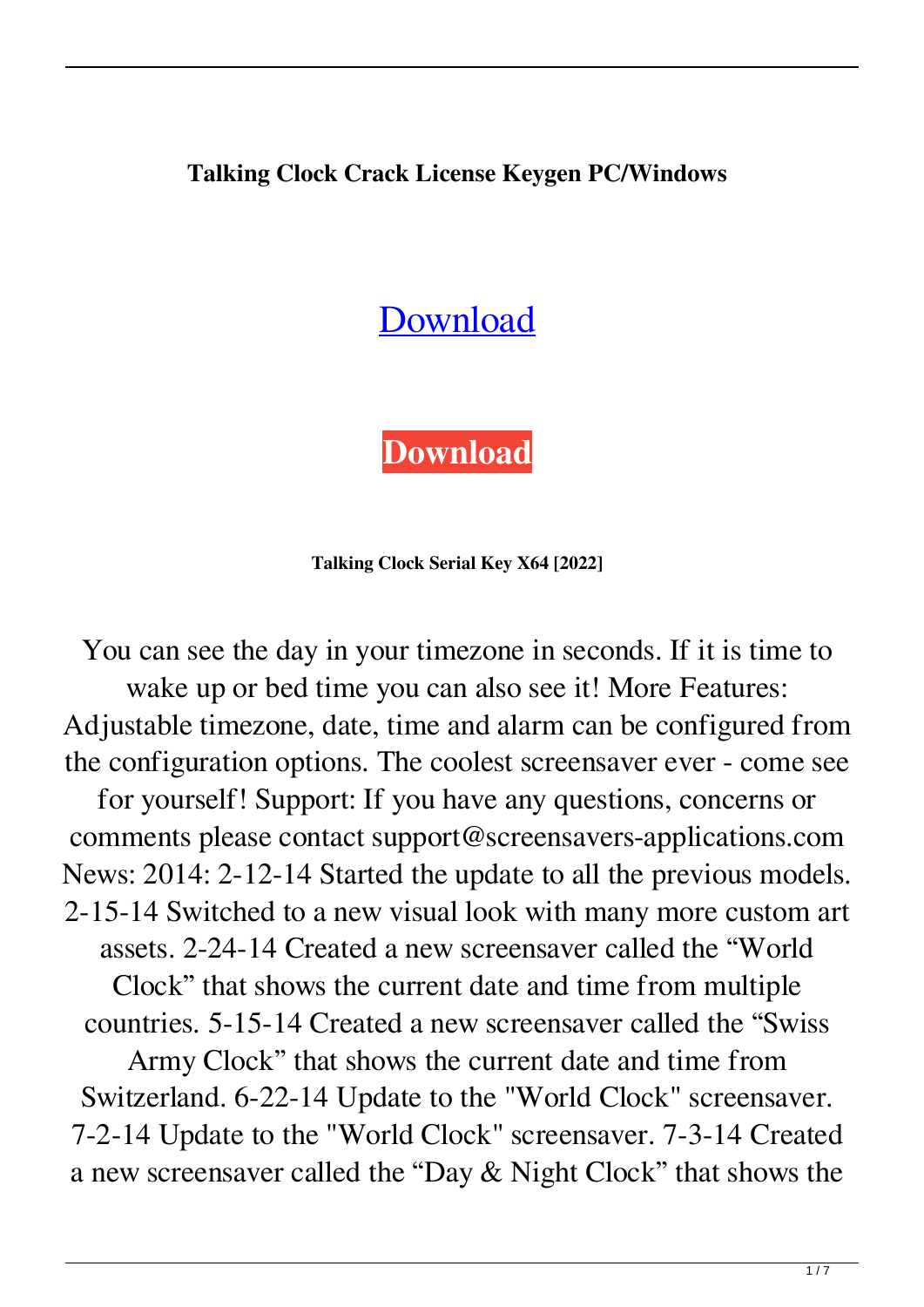**Talking Clock Crack License Keygen PC/Windows**

Download

**Download**

**Talking Clock Serial Key X64 [2022]**

You can see the day in your timezone in seconds. If it is time to wake up or bed time you can also see it! More Features: Adjustable timezone, date, time and alarm can be configured from the configuration options. The coolest screensaver ever - come see for yourself! Support: If you have any questions, concerns or comments please contact support@screensavers-applications.com News: 2014: 2-12-14 Started the update to all the previous models. 2-15-14 Switched to a new visual look with many more custom art assets. 2-24-14 Created a new screensaver called the “World Clock” that shows the current date and time from multiple countries. 5-15-14 Created a new screensaver called the “Swiss Army Clock” that shows the current date and time from Switzerland. 6-22-14 Update to the "World Clock" screensaver. 7-2-14 Update to the "World Clock" screensaver. 7-3-14 Created a new screensaver called the “Day & Night Clock” that shows the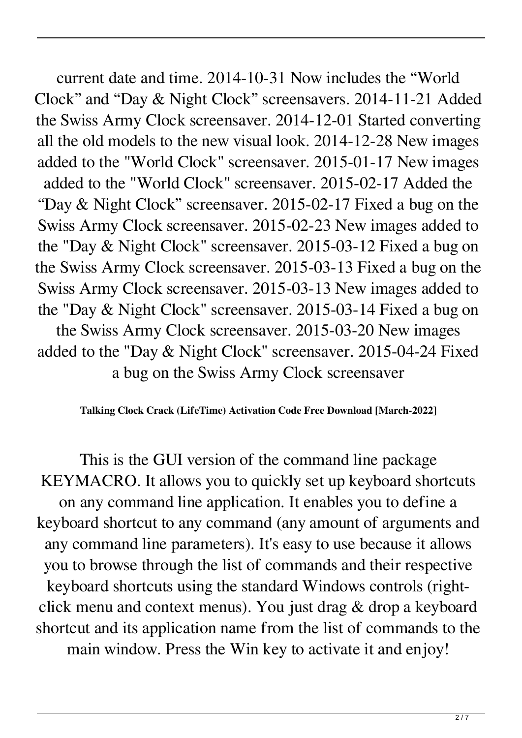current date and time. 2014-10-31 Now includes the “World Clock” and “Day & Night Clock” screensavers. 2014-11-21 Added the Swiss Army Clock screensaver. 2014-12-01 Started converting all the old models to the new visual look. 2014-12-28 New images added to the "World Clock" screensaver. 2015-01-17 New images added to the "World Clock" screensaver. 2015-02-17 Added the “Day & Night Clock” screensaver. 2015-02-17 Fixed a bug on the Swiss Army Clock screensaver. 2015-02-23 New images added to the "Day & Night Clock" screensaver. 2015-03-12 Fixed a bug on the Swiss Army Clock screensaver. 2015-03-13 Fixed a bug on the Swiss Army Clock screensaver. 2015-03-13 New images added to the "Day & Night Clock" screensaver. 2015-03-14 Fixed a bug on the Swiss Army Clock screensaver. 2015-03-20 New images added to the "Day & Night Clock" screensaver. 2015-04-24 Fixed a bug on the Swiss Army Clock screensaver

**Talking Clock Crack (LifeTime) Activation Code Free Download [March-2022]**

This is the GUI version of the command line package KEYMACRO. It allows you to quickly set up keyboard shortcuts on any command line application. It enables you to define a keyboard shortcut to any command (any amount of arguments and any command line parameters). It's easy to use because it allows you to browse through the list of commands and their respective keyboard shortcuts using the standard Windows controls (right-click menu and context menus). You just drag & drop a keyboard shortcut and its application name from the list of commands to the main window. Press the Win key to activate it and enjoy!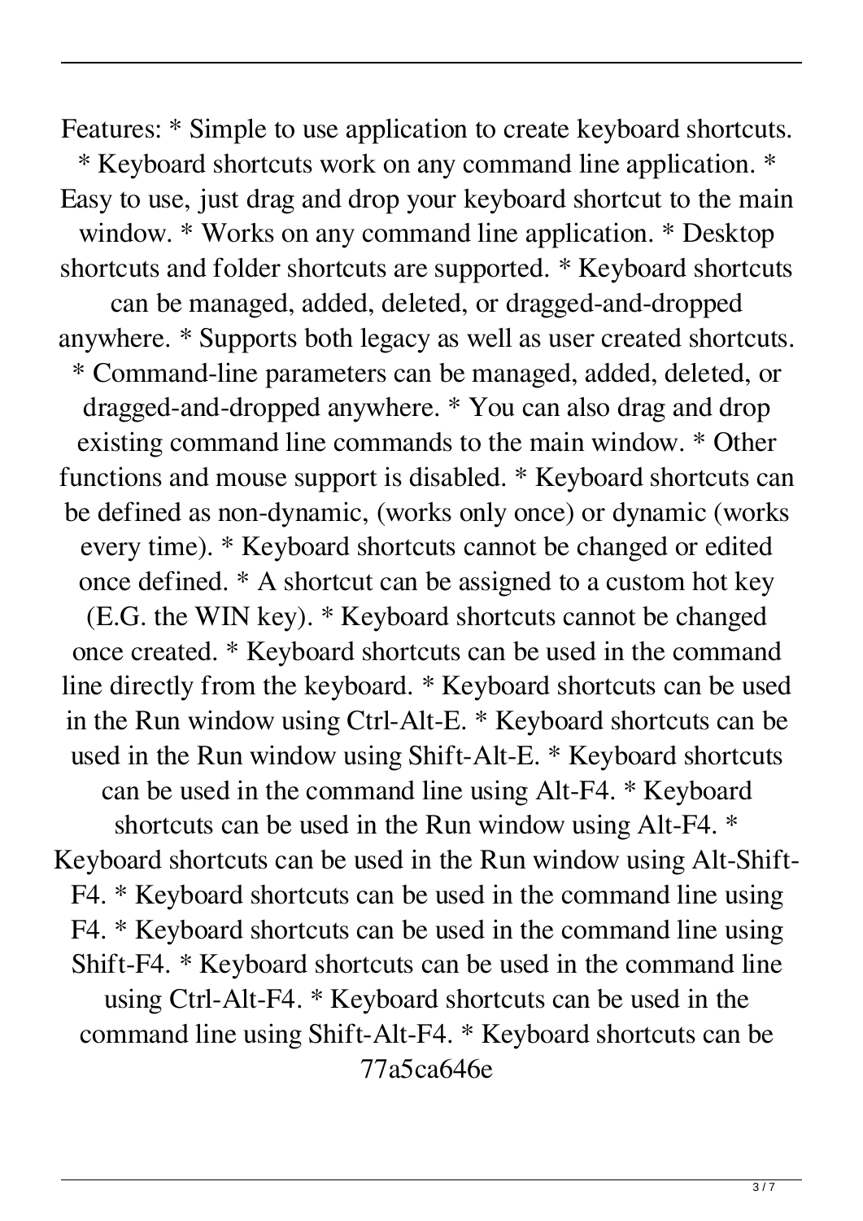Features: * Simple to use application to create keyboard shortcuts. * Keyboard shortcuts work on any command line application. * Easy to use, just drag and drop your keyboard shortcut to the main window. * Works on any command line application. * Desktop shortcuts and folder shortcuts are supported. * Keyboard shortcuts can be managed, added, deleted, or dragged-and-dropped anywhere. * Supports both legacy as well as user created shortcuts. * Command-line parameters can be managed, added, deleted, or dragged-and-dropped anywhere. * You can also drag and drop existing command line commands to the main window. * Other functions and mouse support is disabled. * Keyboard shortcuts can be defined as non-dynamic, (works only once) or dynamic (works every time). * Keyboard shortcuts cannot be changed or edited once defined. * A shortcut can be assigned to a custom hot key (E.G. the WIN key). * Keyboard shortcuts cannot be changed once created. * Keyboard shortcuts can be used in the command line directly from the keyboard. * Keyboard shortcuts can be used in the Run window using Ctrl-Alt-E. * Keyboard shortcuts can be used in the Run window using Shift-Alt-E. * Keyboard shortcuts can be used in the command line using Alt-F4. * Keyboard shortcuts can be used in the Run window using Alt-F4. * Keyboard shortcuts can be used in the Run window using Alt-Shift-F4. * Keyboard shortcuts can be used in the command line using F4. * Keyboard shortcuts can be used in the command line using Shift-F4. * Keyboard shortcuts can be used in the command line using Ctrl-Alt-F4. * Keyboard shortcuts can be used in the command line using Shift-Alt-F4. * Keyboard shortcuts can be 77a5ca646e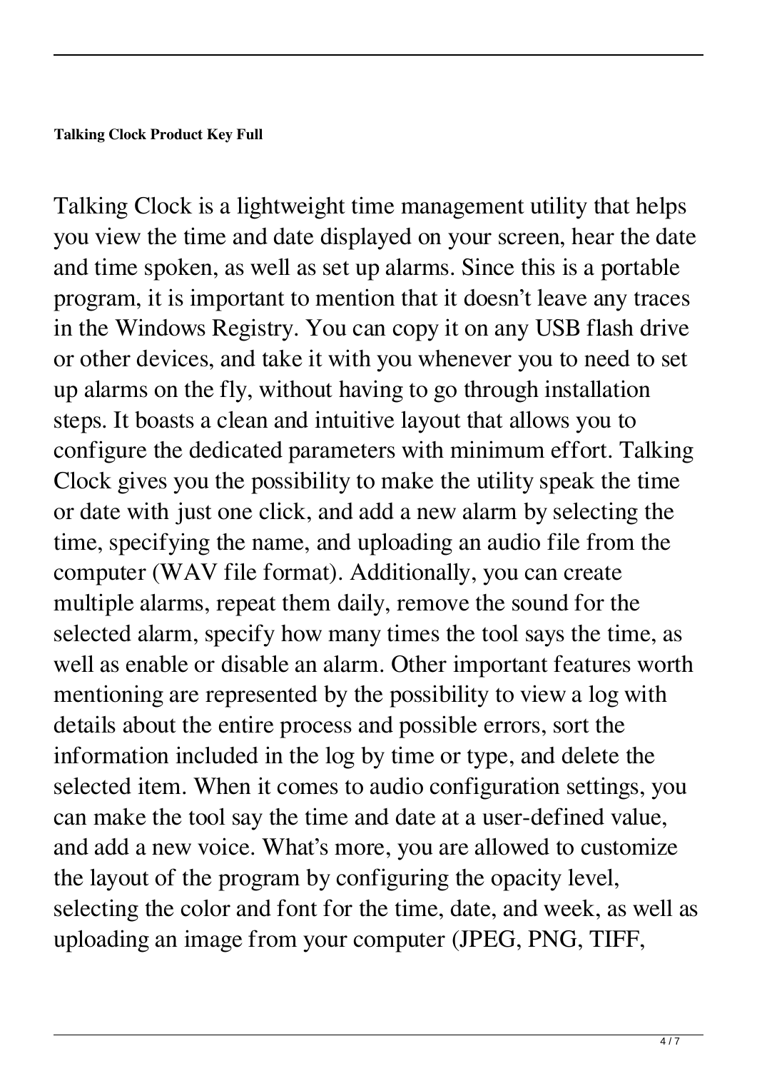**Talking Clock Product Key Full**

Talking Clock is a lightweight time management utility that helps you view the time and date displayed on your screen, hear the date and time spoken, as well as set up alarms. Since this is a portable program, it is important to mention that it doesn't leave any traces in the Windows Registry. You can copy it on any USB flash drive or other devices, and take it with you whenever you to need to set up alarms on the fly, without having to go through installation steps. It boasts a clean and intuitive layout that allows you to configure the dedicated parameters with minimum effort. Talking Clock gives you the possibility to make the utility speak the time or date with just one click, and add a new alarm by selecting the time, specifying the name, and uploading an audio file from the computer (WAV file format). Additionally, you can create multiple alarms, repeat them daily, remove the sound for the selected alarm, specify how many times the tool says the time, as well as enable or disable an alarm. Other important features worth mentioning are represented by the possibility to view a log with details about the entire process and possible errors, sort the information included in the log by time or type, and delete the selected item. When it comes to audio configuration settings, you can make the tool say the time and date at a user-defined value, and add a new voice. What's more, you are allowed to customize the layout of the program by configuring the opacity level, selecting the color and font for the time, date, and week, as well as uploading an image from your computer (JPEG, PNG, TIFF,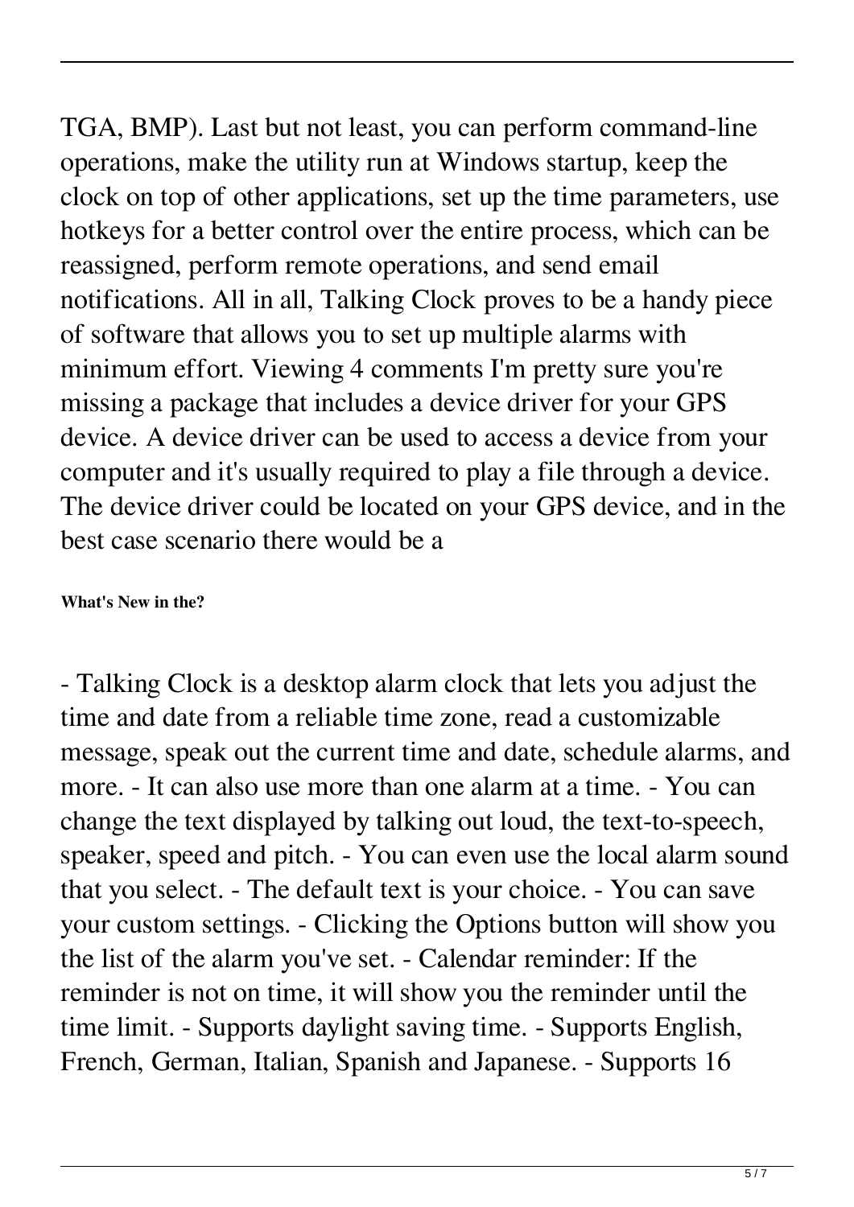TGA, BMP). Last but not least, you can perform command-line operations, make the utility run at Windows startup, keep the clock on top of other applications, set up the time parameters, use hotkeys for a better control over the entire process, which can be reassigned, perform remote operations, and send email notifications. All in all, Talking Clock proves to be a handy piece of software that allows you to set up multiple alarms with minimum effort. Viewing 4 comments I'm pretty sure you're missing a package that includes a device driver for your GPS device. A device driver can be used to access a device from your computer and it's usually required to play a file through a device. The device driver could be located on your GPS device, and in the best case scenario there would be a

**What's New in the?**

- Talking Clock is a desktop alarm clock that lets you adjust the time and date from a reliable time zone, read a customizable message, speak out the current time and date, schedule alarms, and more. - It can also use more than one alarm at a time. - You can change the text displayed by talking out loud, the text-to-speech, speaker, speed and pitch. - You can even use the local alarm sound that you select. - The default text is your choice. - You can save your custom settings. - Clicking the Options button will show you the list of the alarm you've set. - Calendar reminder: If the reminder is not on time, it will show you the reminder until the time limit. - Supports daylight saving time. - Supports English, French, German, Italian, Spanish and Japanese. - Supports 16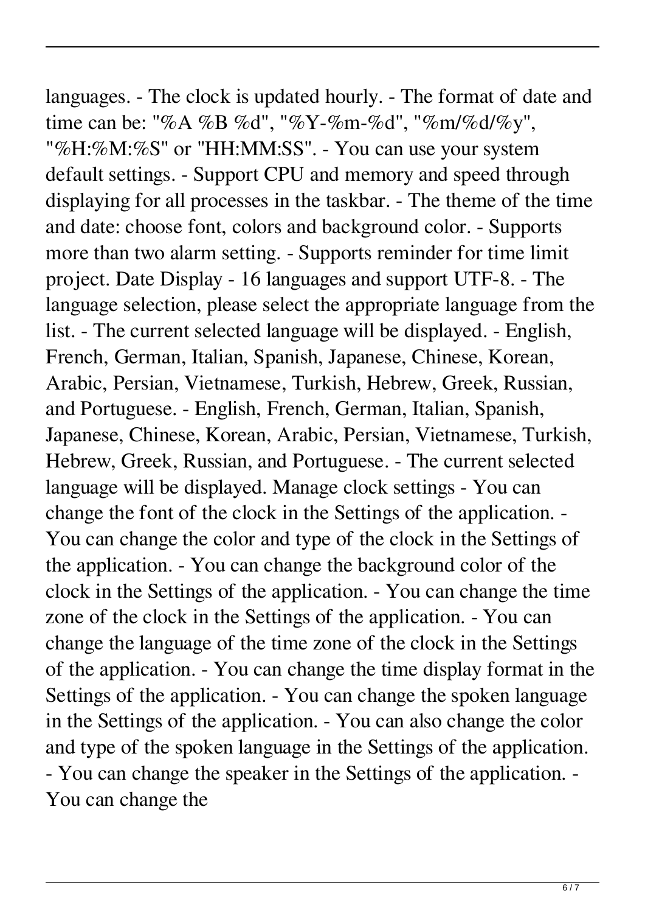languages. - The clock is updated hourly. - The format of date and time can be: "%A %B %d", "%Y-%m-%d", "%m/%d/%y", "%H:%M:%S" or "HH:MM:SS". - You can use your system default settings. - Support CPU and memory and speed through displaying for all processes in the taskbar. - The theme of the time and date: choose font, colors and background color. - Supports more than two alarm setting. - Supports reminder for time limit project. Date Display - 16 languages and support UTF-8. - The language selection, please select the appropriate language from the list. - The current selected language will be displayed. - English, French, German, Italian, Spanish, Japanese, Chinese, Korean, Arabic, Persian, Vietnamese, Turkish, Hebrew, Greek, Russian, and Portuguese. - English, French, German, Italian, Spanish, Japanese, Chinese, Korean, Arabic, Persian, Vietnamese, Turkish, Hebrew, Greek, Russian, and Portuguese. - The current selected language will be displayed. Manage clock settings - You can change the font of the clock in the Settings of the application. - You can change the color and type of the clock in the Settings of the application. - You can change the background color of the clock in the Settings of the application. - You can change the time zone of the clock in the Settings of the application. - You can change the language of the time zone of the clock in the Settings of the application. - You can change the time display format in the Settings of the application. - You can change the spoken language in the Settings of the application. - You can also change the color and type of the spoken language in the Settings of the application. - You can change the speaker in the Settings of the application. - You can change the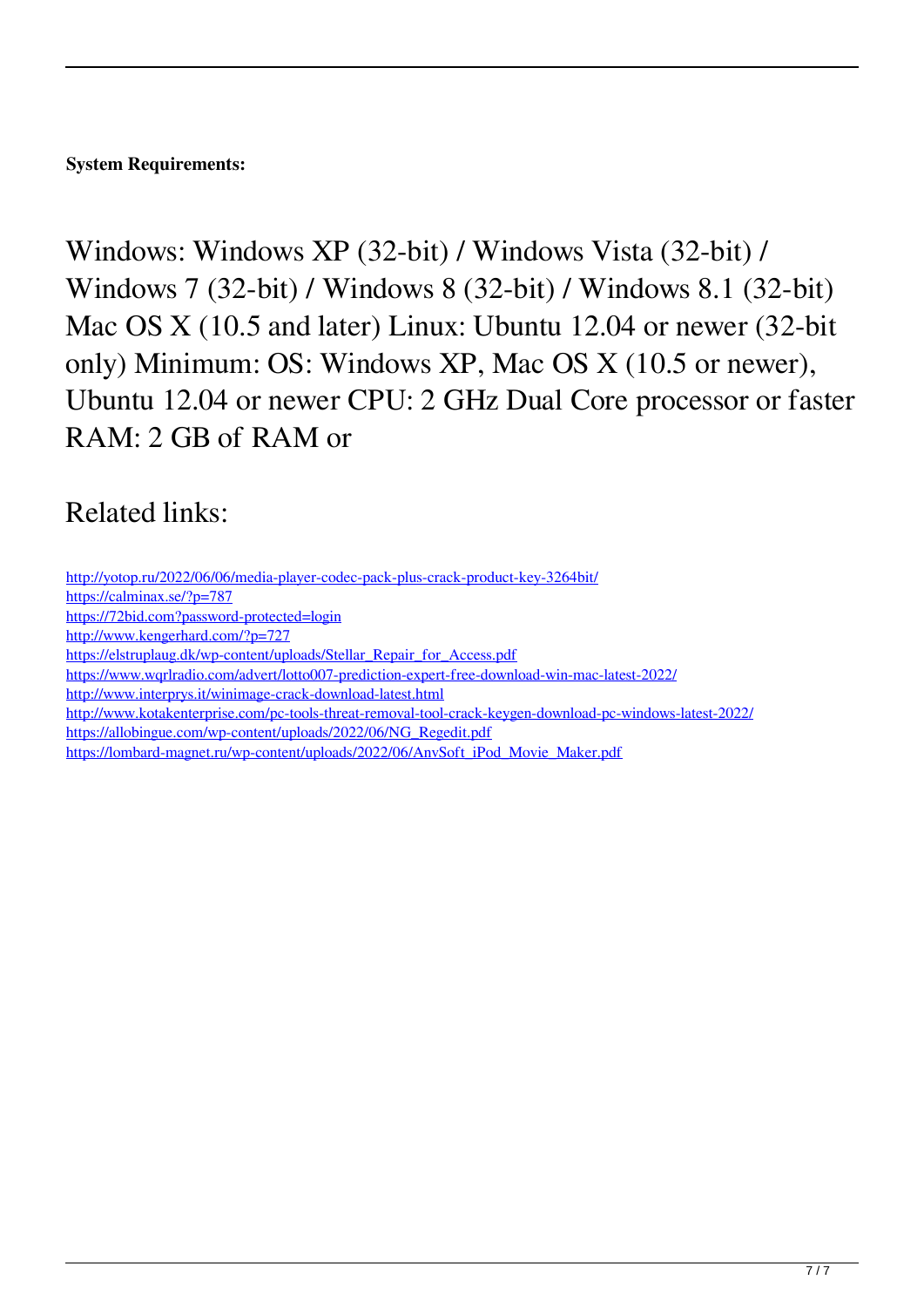**System Requirements:**

Windows: Windows XP (32-bit) / Windows Vista (32-bit) / Windows 7 (32-bit) / Windows 8 (32-bit) / Windows 8.1 (32-bit) Mac OS X (10.5 and later) Linux: Ubuntu 12.04 or newer (32-bit only) Minimum: OS: Windows XP, Mac OS X (10.5 or newer), Ubuntu 12.04 or newer CPU: 2 GHz Dual Core processor or faster RAM: 2 GB of RAM or

Related links:

http://yotop.ru/2022/06/06/media-player-codec-pack-plus-crack-product-key-3264bit/
https://calminax.se/?p=787
https://72bid.com?password-protected=login
http://www.kengerhard.com/?p=727
https://elstruplaug.dk/wp-content/uploads/Stellar_Repair_for_Access.pdf
https://www.wqrlradio.com/advert/lotto007-prediction-expert-free-download-win-mac-latest-2022/
http://www.interprys.it/winimage-crack-download-latest.html
http://www.kotakenterprise.com/pc-tools-threat-removal-tool-crack-keygen-download-pc-windows-latest-2022/
https://allobingue.com/wp-content/uploads/2022/06/NG_Regedit.pdf
https://lombard-magnet.ru/wp-content/uploads/2022/06/AnvSoft_iPod_Movie_Maker.pdf